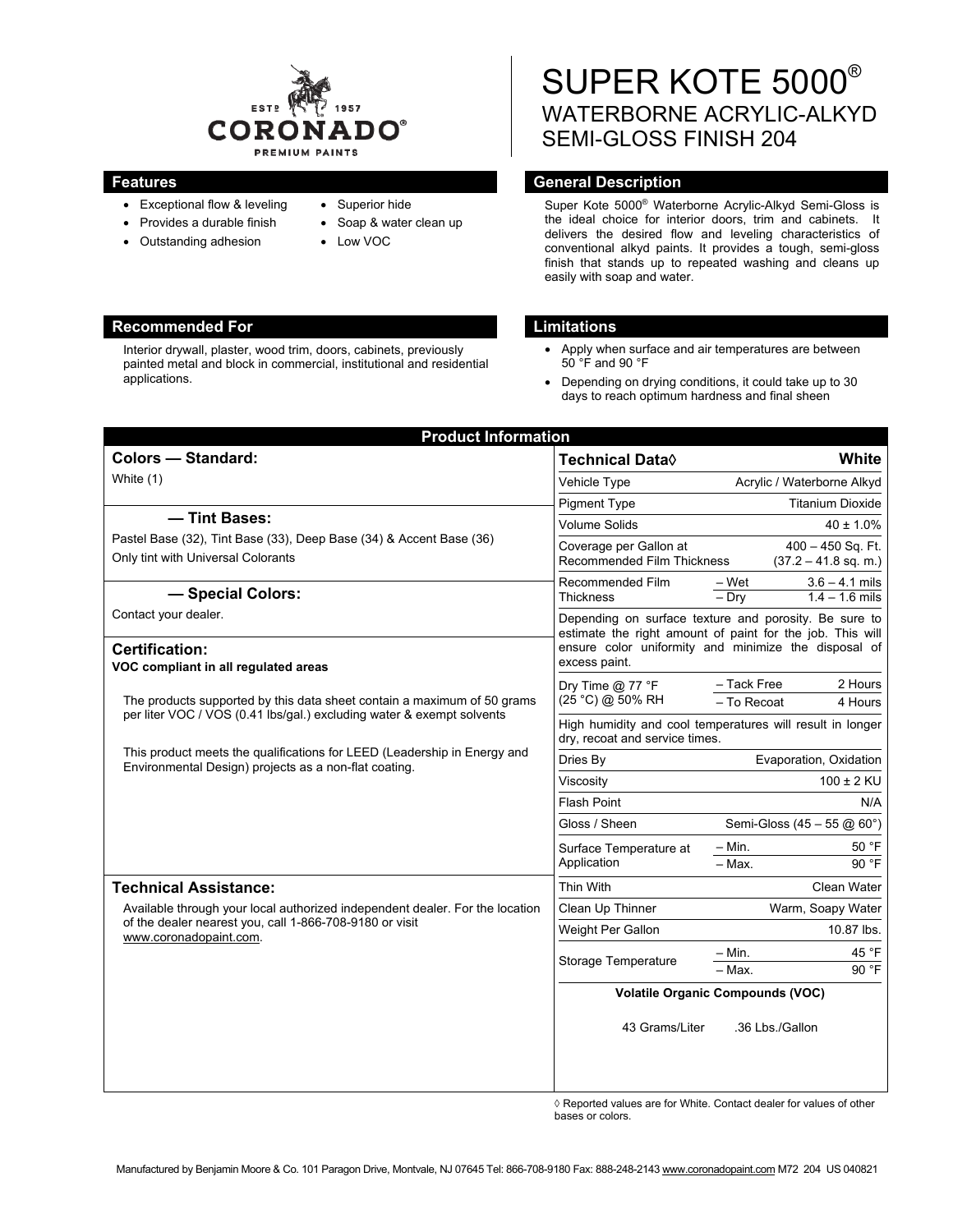# SUPER KOTE 5000®
## WATERBORNE ACRYLIC-ALKYD SEMI-GLOSS FINISH 204

### Features

- Exceptional flow & leveling
- Provides a durable finish
- Outstanding adhesion
- Superior hide
- Soap & water clean up
- Low VOC

### General Description

Super Kote 5000® Waterborne Acrylic-Alkyd Semi-Gloss is the ideal choice for interior doors, trim and cabinets. It delivers the desired flow and leveling characteristics of conventional alkyd paints. It provides a tough, semi-gloss finish that stands up to repeated washing and cleans up easily with soap and water.

### Recommended For

Interior drywall, plaster, wood trim, doors, cabinets, previously painted metal and block in commercial, institutional and residential applications.

### Limitations

- Apply when surface and air temperatures are between 50 °F and 90 °F
- Depending on drying conditions, it could take up to 30 days to reach optimum hardness and final sheen

## Product Information

### Colors — Standard:

White (1)

### — Tint Bases:

Pastel Base (32), Tint Base (33), Deep Base (34) & Accent Base (36)

Only tint with Universal Colorants

### — Special Colors:

Contact your dealer.

### Certification:

**VOC compliant in all regulated areas**

The products supported by this data sheet contain a maximum of 50 grams per liter VOC / VOS (0.41 lbs/gal.) excluding water & exempt solvents

This product meets the qualifications for LEED (Leadership in Energy and Environmental Design) projects as a non-flat coating.

### Technical Assistance:

Available through your local authorized independent dealer. For the location of the dealer nearest you, call 1-866-708-9180 or visit www.coronadopaint.com.

| Technical Data◊ | | White |
|---|---|---|
| Vehicle Type | | Acrylic / Waterborne Alkyd |
| Pigment Type | | Titanium Dioxide |
| Volume Solids | | 40 ± 1.0% |
| Coverage per Gallon at Recommended Film Thickness | | 400 – 450 Sq. Ft. (37.2 – 41.8 sq. m.) |
| Recommended Film Thickness | – Wet | 3.6 – 4.1 mils |
| | – Dry | 1.4 – 1.6 mils |
| Depending on surface texture and porosity. Be sure to estimate the right amount of paint for the job. This will ensure color uniformity and minimize the disposal of excess paint. | | |
| Dry Time @ 77 °F (25 °C) @ 50% RH | – Tack Free | 2 Hours |
| | – To Recoat | 4 Hours |
| High humidity and cool temperatures will result in longer dry, recoat and service times. | | |
| Dries By | | Evaporation, Oxidation |
| Viscosity | | 100 ± 2 KU |
| Flash Point | | N/A |
| Gloss / Sheen | | Semi-Gloss (45 – 55 @ 60°) |
| Surface Temperature at Application | – Min. | 50 °F |
| | – Max. | 90 °F |
| Thin With | | Clean Water |
| Clean Up Thinner | | Warm, Soapy Water |
| Weight Per Gallon | | 10.87 lbs. |
| Storage Temperature | – Min. | 45 °F |
| | – Max. | 90 °F |
| **Volatile Organic Compounds (VOC)** | | |
| 43 Grams/Liter | | .36 Lbs./Gallon |

◊ Reported values are for White. Contact dealer for values of other bases or colors.

Manufactured by Benjamin Moore & Co. 101 Paragon Drive, Montvale, NJ 07645 Tel: 866-708-9180 Fax: 888-248-2143 www.coronadopaint.com M72 204 US 040821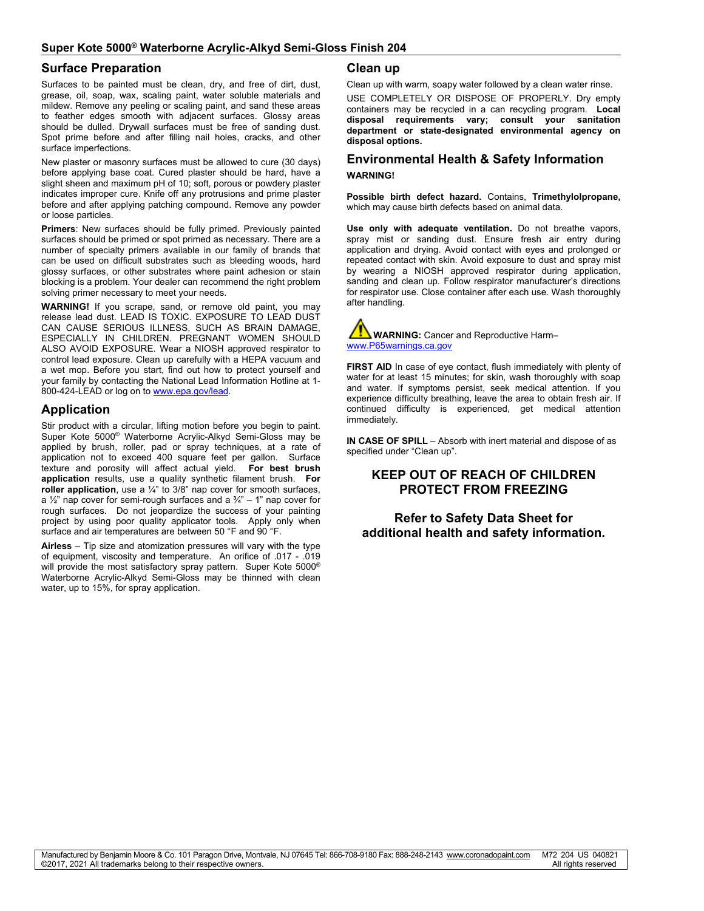# Super Kote 5000® Waterborne Acrylic-Alkyd Semi-Gloss Finish 204

## Surface Preparation

Surfaces to be painted must be clean, dry, and free of dirt, dust, grease, oil, soap, wax, scaling paint, water soluble materials and mildew. Remove any peeling or scaling paint, and sand these areas to feather edges smooth with adjacent surfaces. Glossy areas should be dulled. Drywall surfaces must be free of sanding dust. Spot prime before and after filling nail holes, cracks, and other surface imperfections.

New plaster or masonry surfaces must be allowed to cure (30 days) before applying base coat. Cured plaster should be hard, have a slight sheen and maximum pH of 10; soft, porous or powdery plaster indicates improper cure. Knife off any protrusions and prime plaster before and after applying patching compound. Remove any powder or loose particles.

**Primers**: New surfaces should be fully primed. Previously painted surfaces should be primed or spot primed as necessary. There are a number of specialty primers available in our family of brands that can be used on difficult substrates such as bleeding woods, hard glossy surfaces, or other substrates where paint adhesion or stain blocking is a problem. Your dealer can recommend the right problem solving primer necessary to meet your needs.

**WARNING!** If you scrape, sand, or remove old paint, you may release lead dust. LEAD IS TOXIC. EXPOSURE TO LEAD DUST CAN CAUSE SERIOUS ILLNESS, SUCH AS BRAIN DAMAGE, ESPECIALLY IN CHILDREN. PREGNANT WOMEN SHOULD ALSO AVOID EXPOSURE. Wear a NIOSH approved respirator to control lead exposure. Clean up carefully with a HEPA vacuum and a wet mop. Before you start, find out how to protect yourself and your family by contacting the National Lead Information Hotline at 1-800-424-LEAD or log on to www.epa.gov/lead.

## Application

Stir product with a circular, lifting motion before you begin to paint. Super Kote 5000® Waterborne Acrylic-Alkyd Semi-Gloss may be applied by brush, roller, pad or spray techniques, at a rate of application not to exceed 400 square feet per gallon. Surface texture and porosity will affect actual yield. **For best brush application** results, use a quality synthetic filament brush. **For roller application**, use a ¼" to 3/8" nap cover for smooth surfaces, a ½" nap cover for semi-rough surfaces and a ¾" – 1" nap cover for rough surfaces. Do not jeopardize the success of your painting project by using poor quality applicator tools. Apply only when surface and air temperatures are between 50 °F and 90 °F.

**Airless** – Tip size and atomization pressures will vary with the type of equipment, viscosity and temperature. An orifice of .017 - .019 will provide the most satisfactory spray pattern. Super Kote 5000® Waterborne Acrylic-Alkyd Semi-Gloss may be thinned with clean water, up to 15%, for spray application.

## Clean up

Clean up with warm, soapy water followed by a clean water rinse.

USE COMPLETELY OR DISPOSE OF PROPERLY. Dry empty containers may be recycled in a can recycling program. **Local disposal requirements vary; consult your sanitation department or state-designated environmental agency on disposal options.**

## Environmental Health & Safety Information

**WARNING!**

**Possible birth defect hazard.** Contains, **Trimethylolpropane,** which may cause birth defects based on animal data.

**Use only with adequate ventilation.** Do not breathe vapors, spray mist or sanding dust. Ensure fresh air entry during application and drying. Avoid contact with eyes and prolonged or repeated contact with skin. Avoid exposure to dust and spray mist by wearing a NIOSH approved respirator during application, sanding and clean up. Follow respirator manufacturer's directions for respirator use. Close container after each use. Wash thoroughly after handling.

⚠ **WARNING:** Cancer and Reproductive Harm– www.P65warnings.ca.gov

**FIRST AID** In case of eye contact, flush immediately with plenty of water for at least 15 minutes; for skin, wash thoroughly with soap and water. If symptoms persist, seek medical attention. If you experience difficulty breathing, leave the area to obtain fresh air. If continued difficulty is experienced, get medical attention immediately.

**IN CASE OF SPILL** – Absorb with inert material and dispose of as specified under "Clean up".

**KEEP OUT OF REACH OF CHILDREN**
**PROTECT FROM FREEZING**

**Refer to Safety Data Sheet for additional health and safety information.**

Manufactured by Benjamin Moore & Co. 101 Paragon Drive, Montvale, NJ 07645 Tel: 866-708-9180 Fax: 888-248-2143 www.coronadopaint.com M72 204 US 040821
©2017, 2021 All trademarks belong to their respective owners. All rights reserved